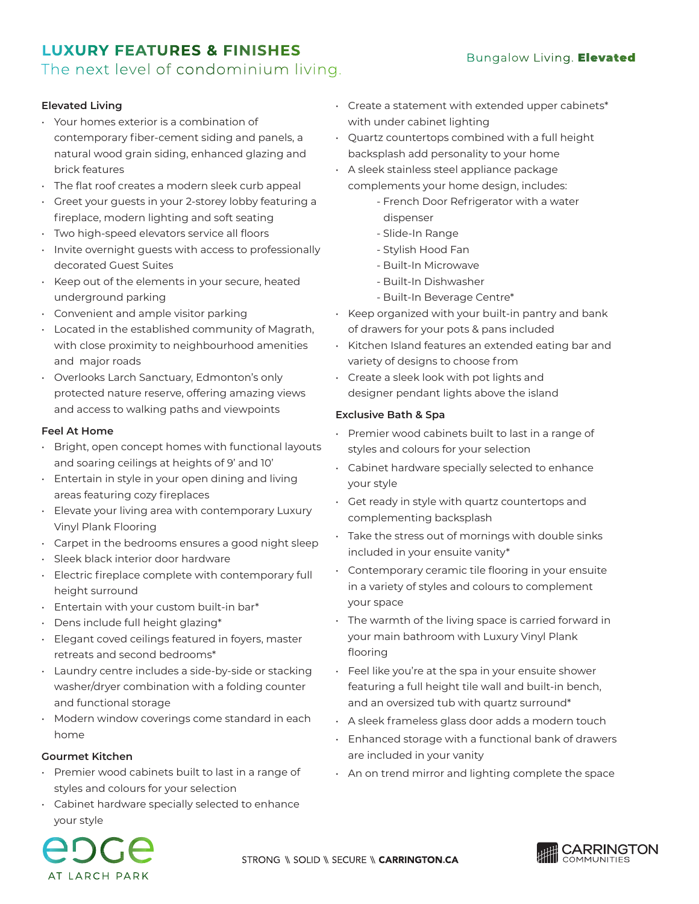# LUXURY FEATURES & FINISHES

The next level of condominium living.

Bungalow Living. **Elevated**

### Elevated Living

- Your homes exterior is a combination of contemporary fiber-cement siding and panels, a natural wood grain siding, enhanced glazing and brick features
- The flat roof creates a modern sleek curb appeal
- Greet your guests in your 2-storey lobby featuring a fireplace, modern lighting and soft seating
- Two high-speed elevators service all floors
- Invite overnight guests with access to professionally decorated Guest Suites
- Keep out of the elements in your secure, heated underground parking
- Convenient and ample visitor parking
- Located in the established community of Magrath, with close proximity to neighbourhood amenities and major roads
- Overlooks Larch Sanctuary, Edmonton's only protected nature reserve, offering amazing views and access to walking paths and viewpoints

### Feel At Home

- Bright, open concept homes with functional layouts and soaring ceilings at heights of 9' and 10'
- Entertain in style in your open dining and living areas featuring cozy fireplaces
- Elevate your living area with contemporary Luxury Vinyl Plank Flooring
- Carpet in the bedrooms ensures a good night sleep
- Sleek black interior door hardware
- Electric fireplace complete with contemporary full height surround
- Entertain with your custom built-in bar*
- Dens include full height glazing*
- Elegant coved ceilings featured in foyers, master retreats and second bedrooms*
- Laundry centre includes a side-by-side or stacking washer/dryer combination with a folding counter and functional storage
- Modern window coverings come standard in each home

### Gourmet Kitchen

- Premier wood cabinets built to last in a range of styles and colours for your selection
- Cabinet hardware specially selected to enhance your style
- Create a statement with extended upper cabinets* with under cabinet lighting
- Quartz countertops combined with a full height backsplash add personality to your home
- A sleek stainless steel appliance package complements your home design, includes:
  - French Door Refrigerator with a water dispenser
  - Slide-In Range
  - Stylish Hood Fan
  - Built-In Microwave
  - Built-In Dishwasher
  - Built-In Beverage Centre*
- Keep organized with your built-in pantry and bank of drawers for your pots & pans included
- Kitchen Island features an extended eating bar and variety of designs to choose from
- Create a sleek look with pot lights and designer pendant lights above the island

### Exclusive Bath & Spa

- Premier wood cabinets built to last in a range of styles and colours for your selection
- Cabinet hardware specially selected to enhance your style
- Get ready in style with quartz countertops and complementing backsplash
- Take the stress out of mornings with double sinks included in your ensuite vanity*
- Contemporary ceramic tile flooring in your ensuite in a variety of styles and colours to complement your space
- The warmth of the living space is carried forward in your main bathroom with Luxury Vinyl Plank flooring
- Feel like you're at the spa in your ensuite shower featuring a full height tile wall and built-in bench, and an oversized tub with quartz surround*
- A sleek frameless glass door adds a modern touch
- Enhanced storage with a functional bank of drawers are included in your vanity
- An on trend mirror and lighting complete the space

EDGE AT LARCH PARK

STRONG \\ SOLID \\ SECURE \\ **CARRINGTON.CA**

CARRINGTON COMMUNITIES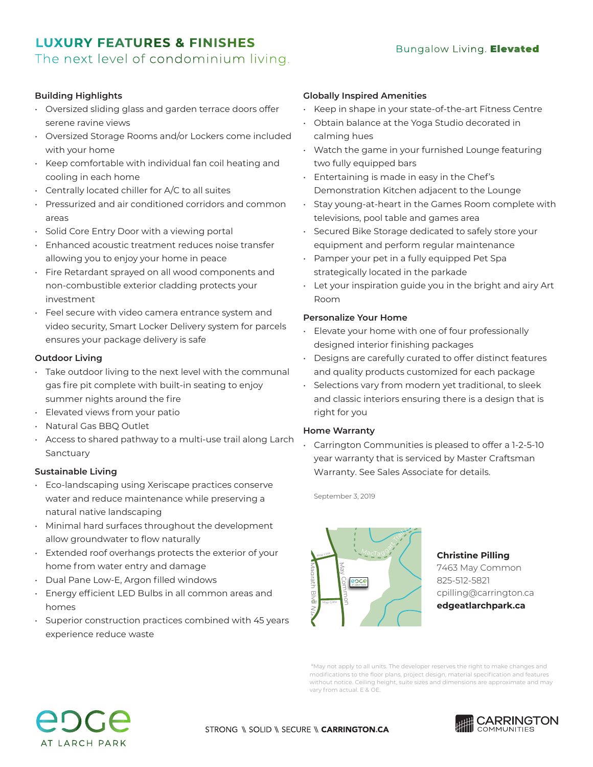# LUXURY FEATURES & FINISHES

The next level of condominium living.

Bungalow Living. **Elevated**

### Building Highlights

- Oversized sliding glass and garden terrace doors offer serene ravine views
- Oversized Storage Rooms and/or Lockers come included with your home
- Keep comfortable with individual fan coil heating and cooling in each home
- Centrally located chiller for A/C to all suites
- Pressurized and air conditioned corridors and common areas
- Solid Core Entry Door with a viewing portal
- Enhanced acoustic treatment reduces noise transfer allowing you to enjoy your home in peace
- Fire Retardant sprayed on all wood components and non-combustible exterior cladding protects your investment
- Feel secure with video camera entrance system and video security, Smart Locker Delivery system for parcels ensures your package delivery is safe

### Outdoor Living

- Take outdoor living to the next level with the communal gas fire pit complete with built-in seating to enjoy summer nights around the fire
- Elevated views from your patio
- Natural Gas BBQ Outlet
- Access to shared pathway to a multi-use trail along Larch Sanctuary

### Sustainable Living

- Eco-landscaping using Xeriscape practices conserve water and reduce maintenance while preserving a natural native landscaping
- Minimal hard surfaces throughout the development allow groundwater to flow naturally
- Extended roof overhangs protects the exterior of your home from water entry and damage
- Dual Pane Low-E, Argon filled windows
- Energy efficient LED Bulbs in all common areas and homes
- Superior construction practices combined with 45 years experience reduce waste

### Globally Inspired Amenities

- Keep in shape in your state-of-the-art Fitness Centre
- Obtain balance at the Yoga Studio decorated in calming hues
- Watch the game in your furnished Lounge featuring two fully equipped bars
- Entertaining is made in easy in the Chef's Demonstration Kitchen adjacent to the Lounge
- Stay young-at-heart in the Games Room complete with televisions, pool table and games area
- Secured Bike Storage dedicated to safely store your equipment and perform regular maintenance
- Pamper your pet in a fully equipped Pet Spa strategically located in the parkade
- Let your inspiration guide you in the bright and airy Art Room

### Personalize Your Home

- Elevate your home with one of four professionally designed interior finishing packages
- Designs are carefully curated to offer distinct features and quality products customized for each package
- Selections vary from modern yet traditional, to sleek and classic interiors ensuring there is a design that is right for you

### Home Warranty

- Carrington Communities is pleased to offer a 1-2-5-10 year warranty that is serviced by Master Craftsman Warranty. See Sales Associate for details.

September 3, 2019

May Link
MacTaggart Trail
Magrath Blvd NW
May Common
May Gate

**Christine Pilling**
7463 May Common
825-512-5821
cpilling@carrington.ca
**edgeatlarchpark.ca**

*May not apply to all units. The developer reserves the right to make changes and modifications to the floor plans, project design, material specification and features without notice. Ceiling height, suite sizes and dimensions are approximate and may vary from actual. E & OE.

EDGE AT LARCH PARK

STRONG \\ SOLID \\ SECURE \\ **CARRINGTON.CA**

CARRINGTON COMMUNITIES